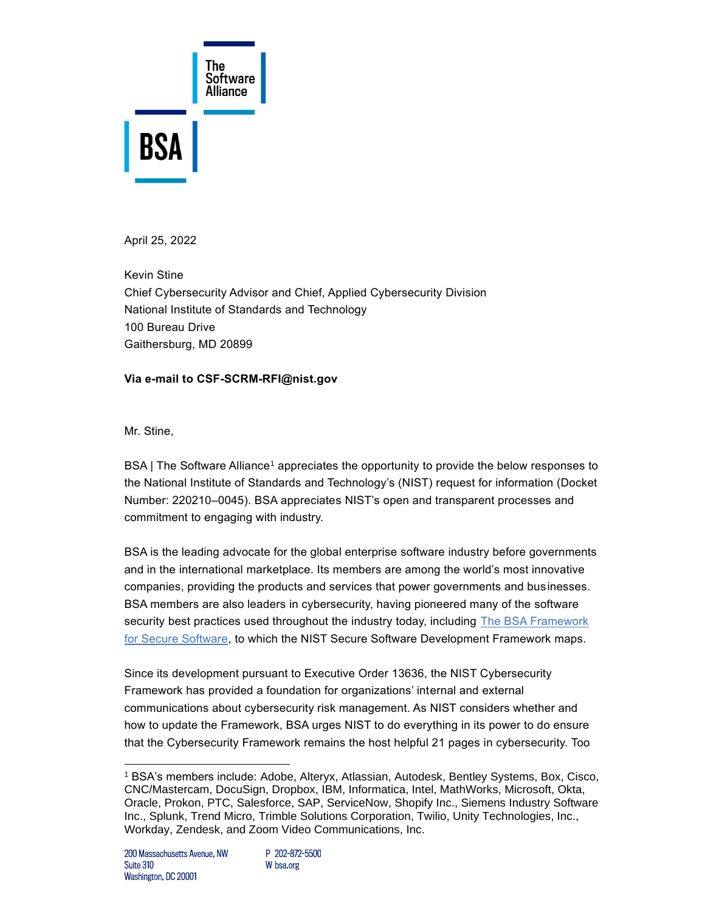April 25, 2022

Kevin Stine
Chief Cybersecurity Advisor and Chief, Applied Cybersecurity Division
National Institute of Standards and Technology
100 Bureau Drive
Gaithersburg, MD 20899

**Via e-mail to CSF-SCRM-RFI@nist.gov**

Mr. Stine,

BSA | The Software Alliance[1] appreciates the opportunity to provide the below responses to the National Institute of Standards and Technology's (NIST) request for information (Docket Number: 220210–0045). BSA appreciates NIST's open and transparent processes and commitment to engaging with industry.

BSA is the leading advocate for the global enterprise software industry before governments and in the international marketplace. Its members are among the world's most innovative companies, providing the products and services that power governments and businesses. BSA members are also leaders in cybersecurity, having pioneered many of the software security best practices used throughout the industry today, including The BSA Framework for Secure Software, to which the NIST Secure Software Development Framework maps.

Since its development pursuant to Executive Order 13636, the NIST Cybersecurity Framework has provided a foundation for organizations' internal and external communications about cybersecurity risk management. As NIST considers whether and how to update the Framework, BSA urges NIST to do everything in its power to do ensure that the Cybersecurity Framework remains the host helpful 21 pages in cybersecurity. Too

[1] BSA's members include: Adobe, Alteryx, Atlassian, Autodesk, Bentley Systems, Box, Cisco, CNC/Mastercam, DocuSign, Dropbox, IBM, Informatica, Intel, MathWorks, Microsoft, Okta, Oracle, Prokon, PTC, Salesforce, SAP, ServiceNow, Shopify Inc., Siemens Industry Software Inc., Splunk, Trend Micro, Trimble Solutions Corporation, Twilio, Unity Technologies, Inc., Workday, Zendesk, and Zoom Video Communications, Inc.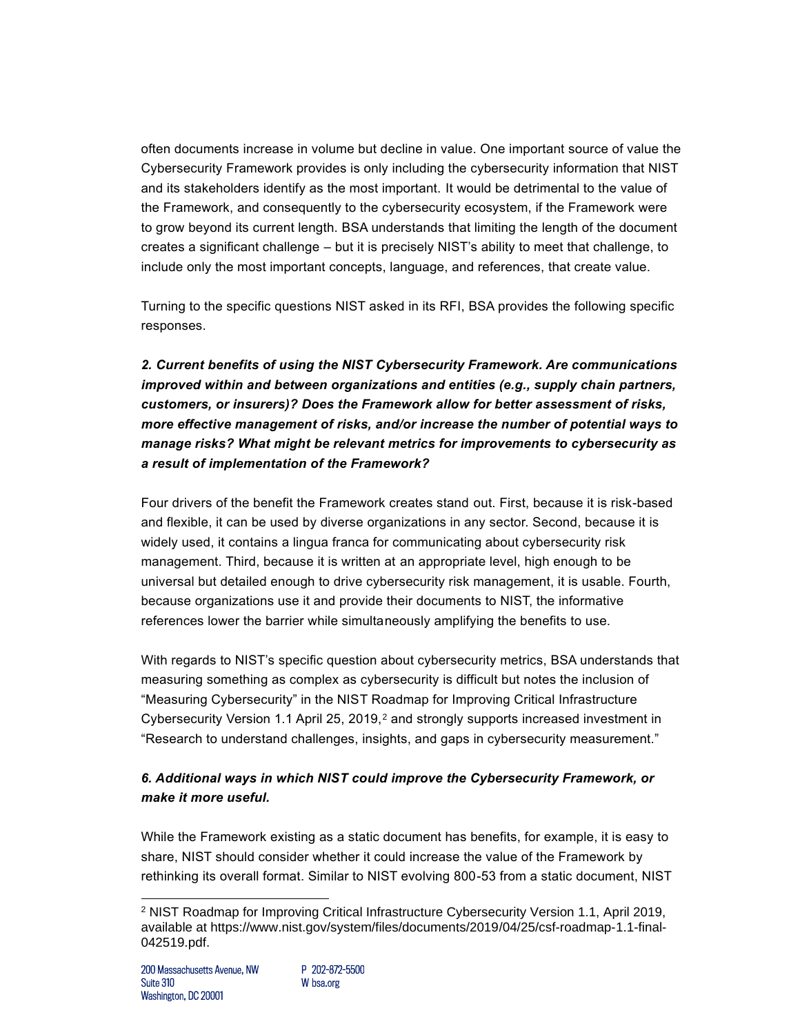often documents increase in volume but decline in value. One important source of value the Cybersecurity Framework provides is only including the cybersecurity information that NIST and its stakeholders identify as the most important. It would be detrimental to the value of the Framework, and consequently to the cybersecurity ecosystem, if the Framework were to grow beyond its current length. BSA understands that limiting the length of the document creates a significant challenge – but it is precisely NIST's ability to meet that challenge, to include only the most important concepts, language, and references, that create value.

Turning to the specific questions NIST asked in its RFI, BSA provides the following specific responses.

***2. Current benefits of using the NIST Cybersecurity Framework. Are communications improved within and between organizations and entities (e.g., supply chain partners, customers, or insurers)? Does the Framework allow for better assessment of risks, more effective management of risks, and/or increase the number of potential ways to manage risks? What might be relevant metrics for improvements to cybersecurity as a result of implementation of the Framework?***

Four drivers of the benefit the Framework creates stand out. First, because it is risk-based and flexible, it can be used by diverse organizations in any sector. Second, because it is widely used, it contains a lingua franca for communicating about cybersecurity risk management. Third, because it is written at an appropriate level, high enough to be universal but detailed enough to drive cybersecurity risk management, it is usable. Fourth, because organizations use it and provide their documents to NIST, the informative references lower the barrier while simultaneously amplifying the benefits to use.

With regards to NIST's specific question about cybersecurity metrics, BSA understands that measuring something as complex as cybersecurity is difficult but notes the inclusion of "Measuring Cybersecurity" in the NIST Roadmap for Improving Critical Infrastructure Cybersecurity Version 1.1 April 25, 2019,[2] and strongly supports increased investment in "Research to understand challenges, insights, and gaps in cybersecurity measurement."

***6. Additional ways in which NIST could improve the Cybersecurity Framework, or make it more useful.***

While the Framework existing as a static document has benefits, for example, it is easy to share, NIST should consider whether it could increase the value of the Framework by rethinking its overall format. Similar to NIST evolving 800-53 from a static document, NIST

---

[2] NIST Roadmap for Improving Critical Infrastructure Cybersecurity Version 1.1, April 2019, available at https://www.nist.gov/system/files/documents/2019/04/25/csf-roadmap-1.1-final-042519.pdf.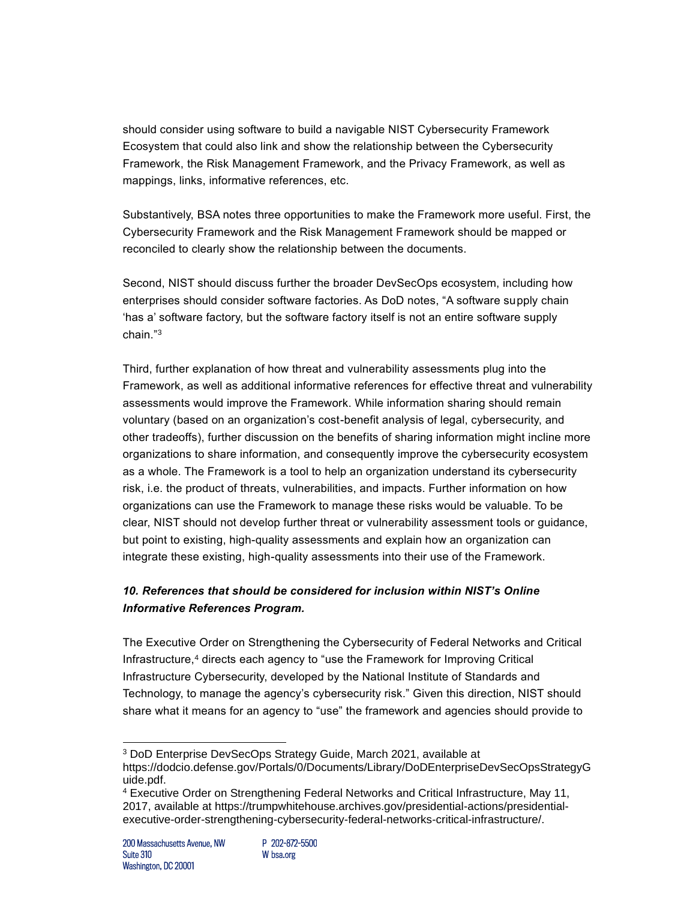should consider using software to build a navigable NIST Cybersecurity Framework Ecosystem that could also link and show the relationship between the Cybersecurity Framework, the Risk Management Framework, and the Privacy Framework, as well as mappings, links, informative references, etc.

Substantively, BSA notes three opportunities to make the Framework more useful. First, the Cybersecurity Framework and the Risk Management Framework should be mapped or reconciled to clearly show the relationship between the documents.

Second, NIST should discuss further the broader DevSecOps ecosystem, including how enterprises should consider software factories. As DoD notes, "A software supply chain 'has a' software factory, but the software factory itself is not an entire software supply chain."[3]

Third, further explanation of how threat and vulnerability assessments plug into the Framework, as well as additional informative references for effective threat and vulnerability assessments would improve the Framework. While information sharing should remain voluntary (based on an organization's cost-benefit analysis of legal, cybersecurity, and other tradeoffs), further discussion on the benefits of sharing information might incline more organizations to share information, and consequently improve the cybersecurity ecosystem as a whole. The Framework is a tool to help an organization understand its cybersecurity risk, i.e. the product of threats, vulnerabilities, and impacts. Further information on how organizations can use the Framework to manage these risks would be valuable. To be clear, NIST should not develop further threat or vulnerability assessment tools or guidance, but point to existing, high-quality assessments and explain how an organization can integrate these existing, high-quality assessments into their use of the Framework.

***10. References that should be considered for inclusion within NIST's Online Informative References Program.***

The Executive Order on Strengthening the Cybersecurity of Federal Networks and Critical Infrastructure,[4] directs each agency to "use the Framework for Improving Critical Infrastructure Cybersecurity, developed by the National Institute of Standards and Technology, to manage the agency's cybersecurity risk." Given this direction, NIST should share what it means for an agency to "use" the framework and agencies should provide to

---

[3] DoD Enterprise DevSecOps Strategy Guide, March 2021, available at https://dodcio.defense.gov/Portals/0/Documents/Library/DoDEnterpriseDevSecOpsStrategyGuide.pdf.

[4] Executive Order on Strengthening Federal Networks and Critical Infrastructure, May 11, 2017, available at https://trumpwhitehouse.archives.gov/presidential-actions/presidential-executive-order-strengthening-cybersecurity-federal-networks-critical-infrastructure/.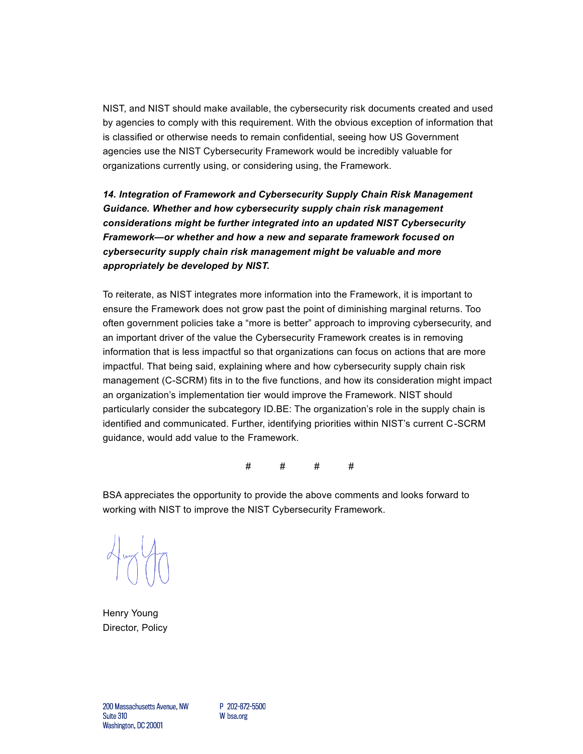NIST, and NIST should make available, the cybersecurity risk documents created and used by agencies to comply with this requirement. With the obvious exception of information that is classified or otherwise needs to remain confidential, seeing how US Government agencies use the NIST Cybersecurity Framework would be incredibly valuable for organizations currently using, or considering using, the Framework.

***14. Integration of Framework and Cybersecurity Supply Chain Risk Management Guidance. Whether and how cybersecurity supply chain risk management considerations might be further integrated into an updated NIST Cybersecurity Framework—or whether and how a new and separate framework focused on cybersecurity supply chain risk management might be valuable and more appropriately be developed by NIST.***

To reiterate, as NIST integrates more information into the Framework, it is important to ensure the Framework does not grow past the point of diminishing marginal returns. Too often government policies take a "more is better" approach to improving cybersecurity, and an important driver of the value the Cybersecurity Framework creates is in removing information that is less impactful so that organizations can focus on actions that are more impactful. That being said, explaining where and how cybersecurity supply chain risk management (C-SCRM) fits in to the five functions, and how its consideration might impact an organization's implementation tier would improve the Framework. NIST should particularly consider the subcategory ID.BE: The organization's role in the supply chain is identified and communicated. Further, identifying priorities within NIST's current C-SCRM guidance, would add value to the Framework.

\# # # #

BSA appreciates the opportunity to provide the above comments and looks forward to working with NIST to improve the NIST Cybersecurity Framework.

Henry Young
Director, Policy

200 Massachusetts Avenue, NW
Suite 310
Washington, DC 20001

P 202-872-5500
W bsa.org